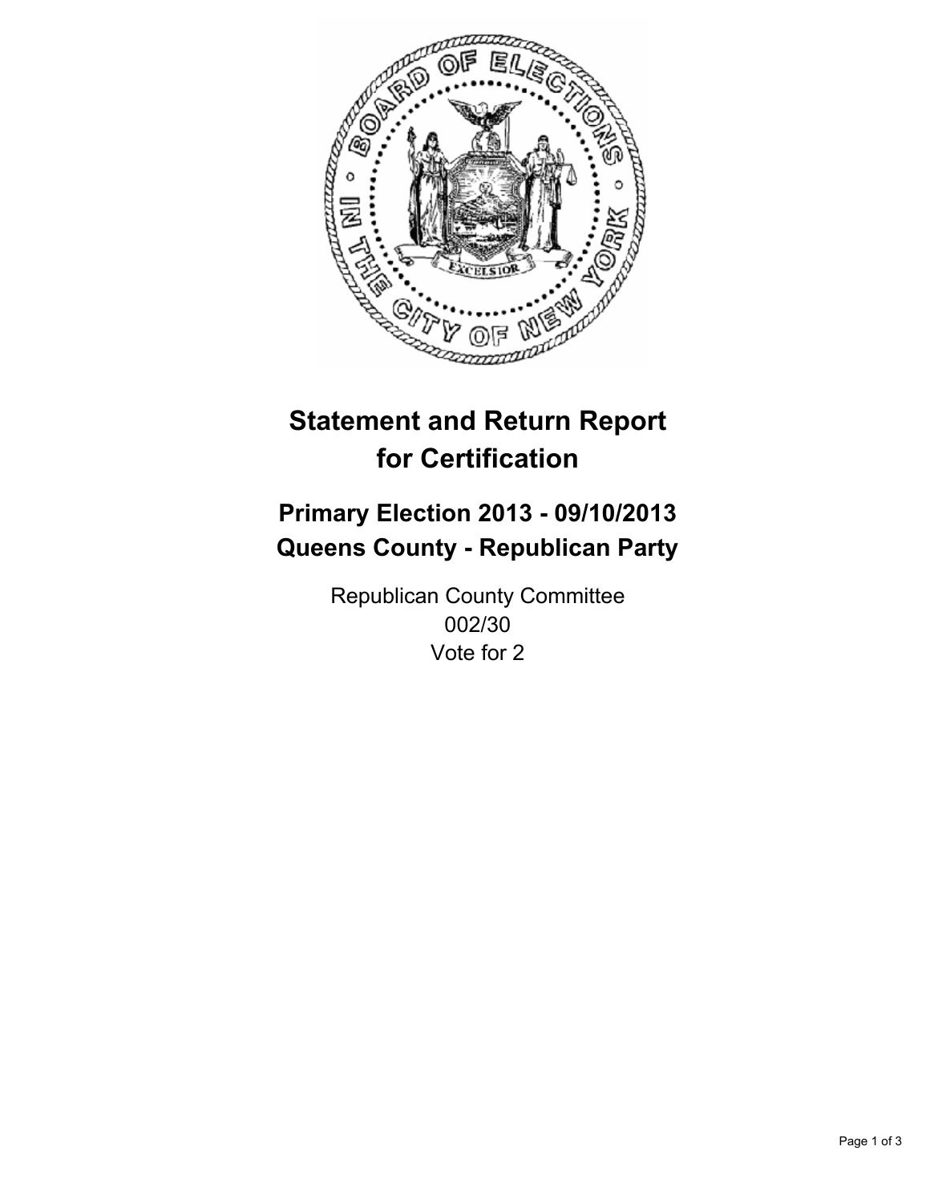# Statement and Return Report for Certification

## Primary Election 2013 - 09/10/2013
## Queens County - Republican Party

Republican County Committee
002/30
Vote for 2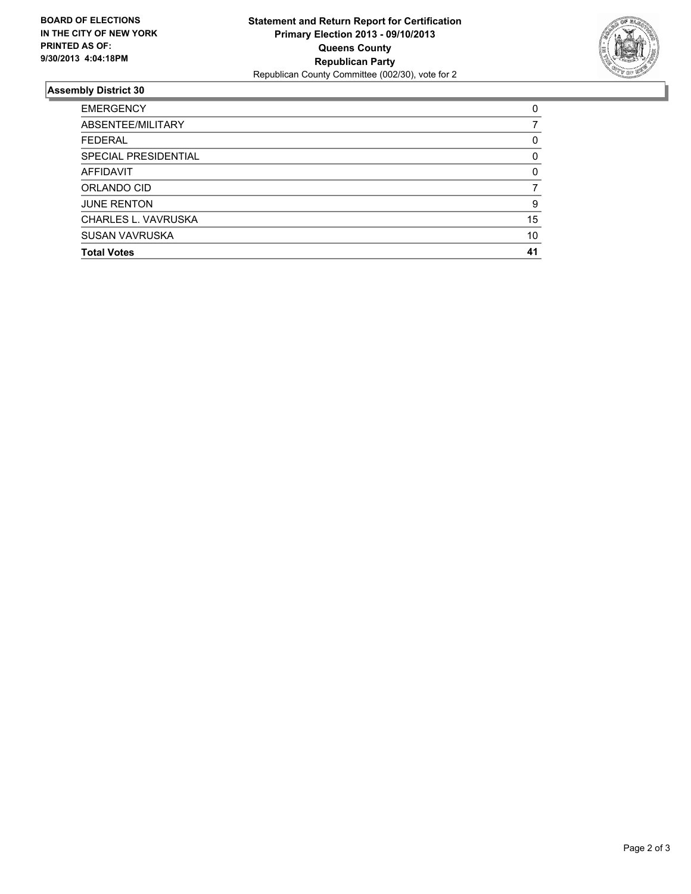**BOARD OF ELECTIONS IN THE CITY OF NEW YORK PRINTED AS OF: 9/30/2013 4:04:18PM**

**Statement and Return Report for Certification**
**Primary Election 2013 - 09/10/2013**
**Queens County**
**Republican Party**
Republican County Committee (002/30), vote for 2

## Assembly District 30

| | |
|---|---|
| EMERGENCY | 0 |
| ABSENTEE/MILITARY | 7 |
| FEDERAL | 0 |
| SPECIAL PRESIDENTIAL | 0 |
| AFFIDAVIT | 0 |
| ORLANDO CID | 7 |
| JUNE RENTON | 9 |
| CHARLES L. VAVRUSKA | 15 |
| SUSAN VAVRUSKA | 10 |
| **Total Votes** | **41** |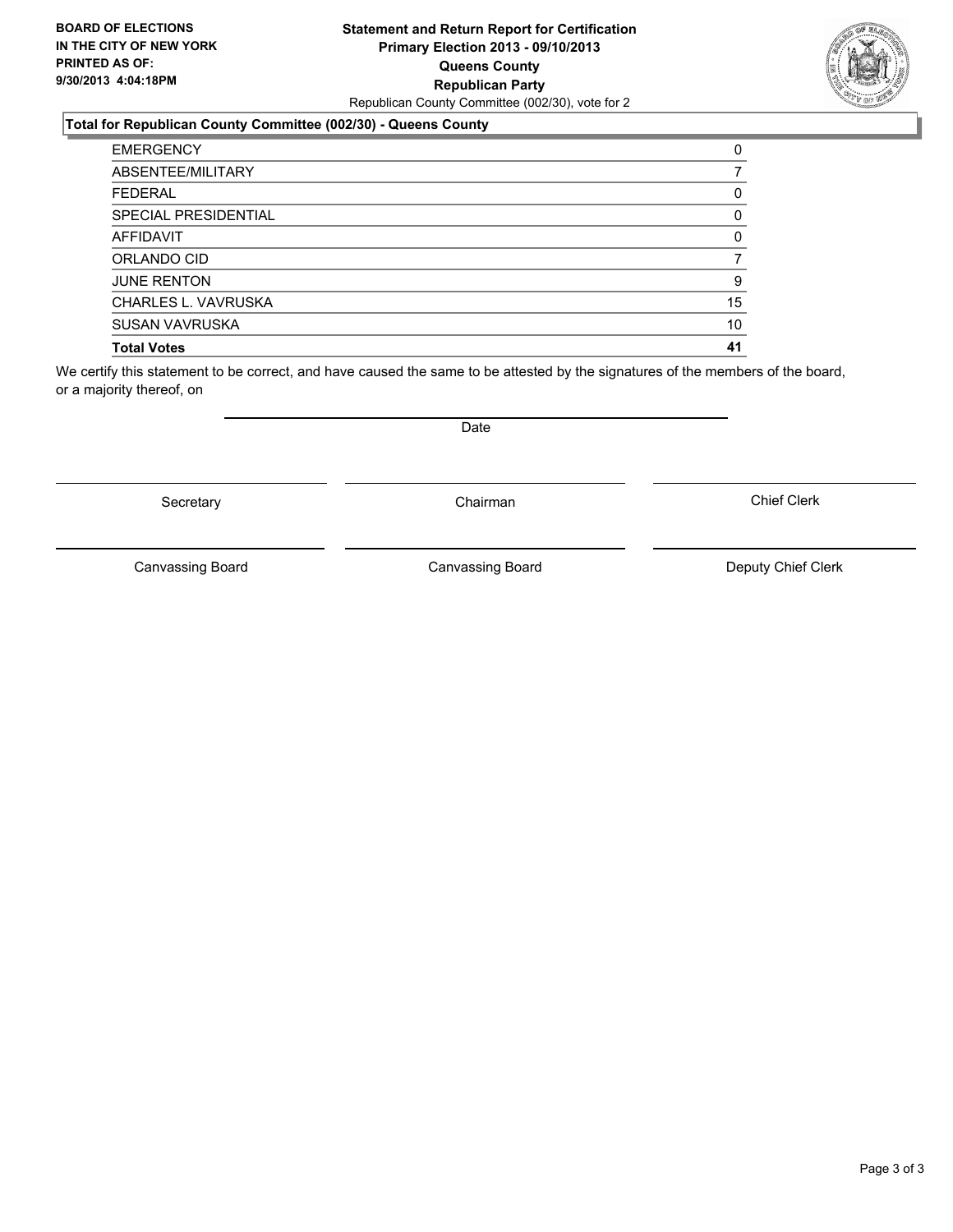**BOARD OF ELECTIONS IN THE CITY OF NEW YORK PRINTED AS OF: 9/30/2013 4:04:18PM**

**Statement and Return Report for Certification**
**Primary Election 2013 - 09/10/2013**
**Queens County**
**Republican Party**
Republican County Committee (002/30), vote for 2

**Total for Republican County Committee (002/30) - Queens County**

| | |
|---|---|
| EMERGENCY | 0 |
| ABSENTEE/MILITARY | 7 |
| FEDERAL | 0 |
| SPECIAL PRESIDENTIAL | 0 |
| AFFIDAVIT | 0 |
| ORLANDO CID | 7 |
| JUNE RENTON | 9 |
| CHARLES L. VAVRUSKA | 15 |
| SUSAN VAVRUSKA | 10 |
| **Total Votes** | **41** |

We certify this statement to be correct, and have caused the same to be attested by the signatures of the members of the board, or a majority thereof, on

Date

Secretary | Chairman | Chief Clerk

Canvassing Board | Canvassing Board | Deputy Chief Clerk